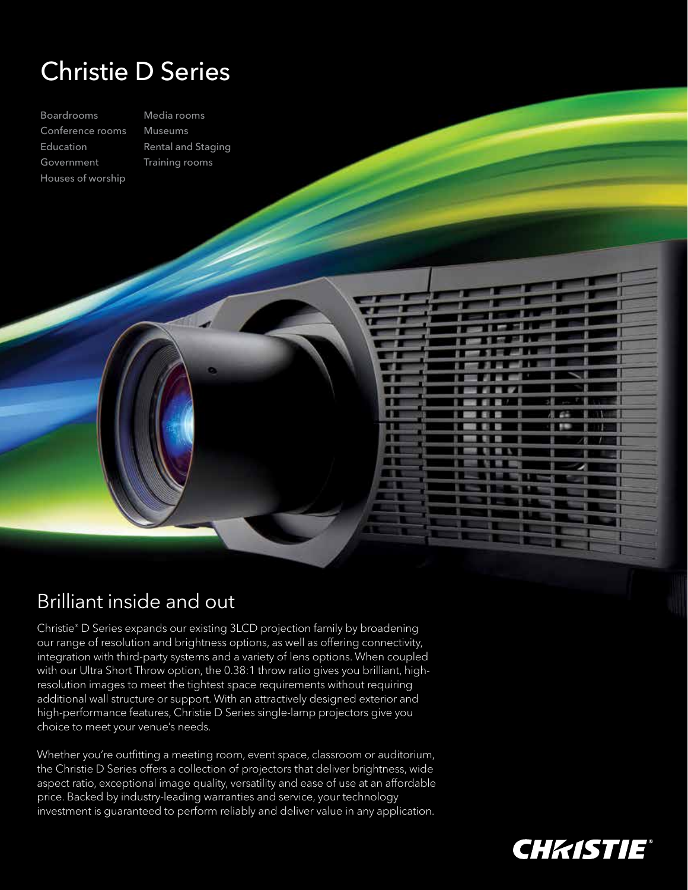# Christie D Series

- Boardrooms
- Conference rooms
- Education
- Government
- Houses of worship
- Media rooms
- Museums
- Rental and Staging
- Training rooms

## Brilliant inside and out

Christie® D Series expands our existing 3LCD projection family by broadening our range of resolution and brightness options, as well as offering connectivity, integration with third-party systems and a variety of lens options. When coupled with our Ultra Short Throw option, the 0.38:1 throw ratio gives you brilliant, high-resolution images to meet the tightest space requirements without requiring additional wall structure or support. With an attractively designed exterior and high-performance features, Christie D Series single-lamp projectors give you choice to meet your venue's needs.

Whether you're outfitting a meeting room, event space, classroom or auditorium, the Christie D Series offers a collection of projectors that deliver brightness, wide aspect ratio, exceptional image quality, versatility and ease of use at an affordable price. Backed by industry-leading warranties and service, your technology investment is guaranteed to perform reliably and deliver value in any application.

CHRISTIE®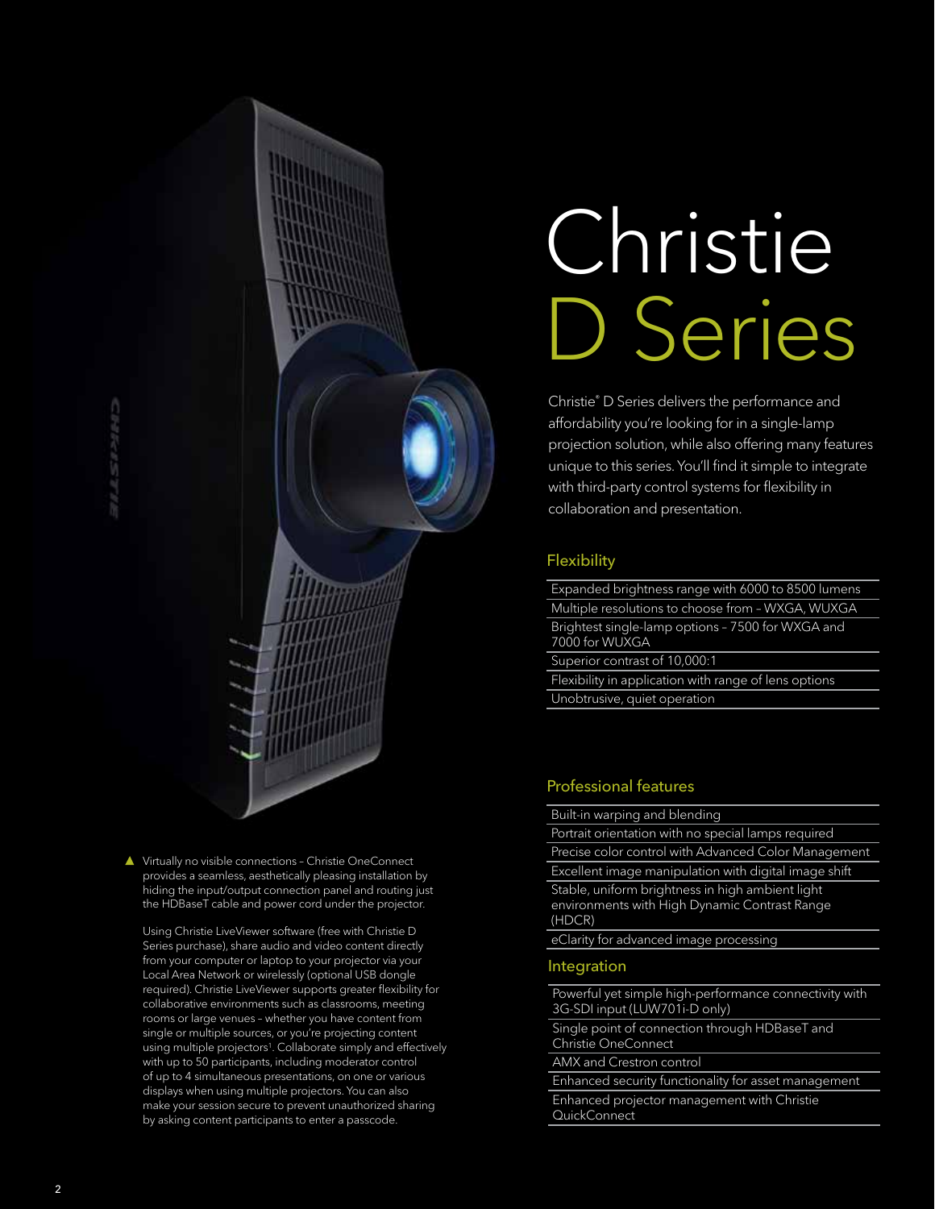# Christie D Series

Christie® D Series delivers the performance and affordability you're looking for in a single-lamp projection solution, while also offering many features unique to this series. You'll find it simple to integrate with third-party control systems for flexibility in collaboration and presentation.

## Flexibility

- Expanded brightness range with 6000 to 8500 lumens
- Multiple resolutions to choose from – WXGA, WUXGA
- Brightest single-lamp options – 7500 for WXGA and 7000 for WUXGA
- Superior contrast of 10,000:1
- Flexibility in application with range of lens options
- Unobtrusive, quiet operation

## Professional features

- Built-in warping and blending
- Portrait orientation with no special lamps required
- Precise color control with Advanced Color Management
- Excellent image manipulation with digital image shift
- Stable, uniform brightness in high ambient light environments with High Dynamic Contrast Range (HDCR)
- eClarity for advanced image processing

## Integration

- Powerful yet simple high-performance connectivity with 3G-SDI input (LUW701i-D only)
- Single point of connection through HDBaseT and Christie OneConnect
- AMX and Crestron control
- Enhanced security functionality for asset management
- Enhanced projector management with Christie QuickConnect

▲ Virtually no visible connections – Christie OneConnect provides a seamless, aesthetically pleasing installation by hiding the input/output connection panel and routing just the HDBaseT cable and power cord under the projector.

Using Christie LiveViewer software (free with Christie D Series purchase), share audio and video content directly from your computer or laptop to your projector via your Local Area Network or wirelessly (optional USB dongle required). Christie LiveViewer supports greater flexibility for collaborative environments such as classrooms, meeting rooms or large venues – whether you have content from single or multiple sources, or you're projecting content using multiple projectors[1]. Collaborate simply and effectively with up to 50 participants, including moderator control of up to 4 simultaneous presentations, on one or various displays when using multiple projectors. You can also make your session secure to prevent unauthorized sharing by asking content participants to enter a passcode.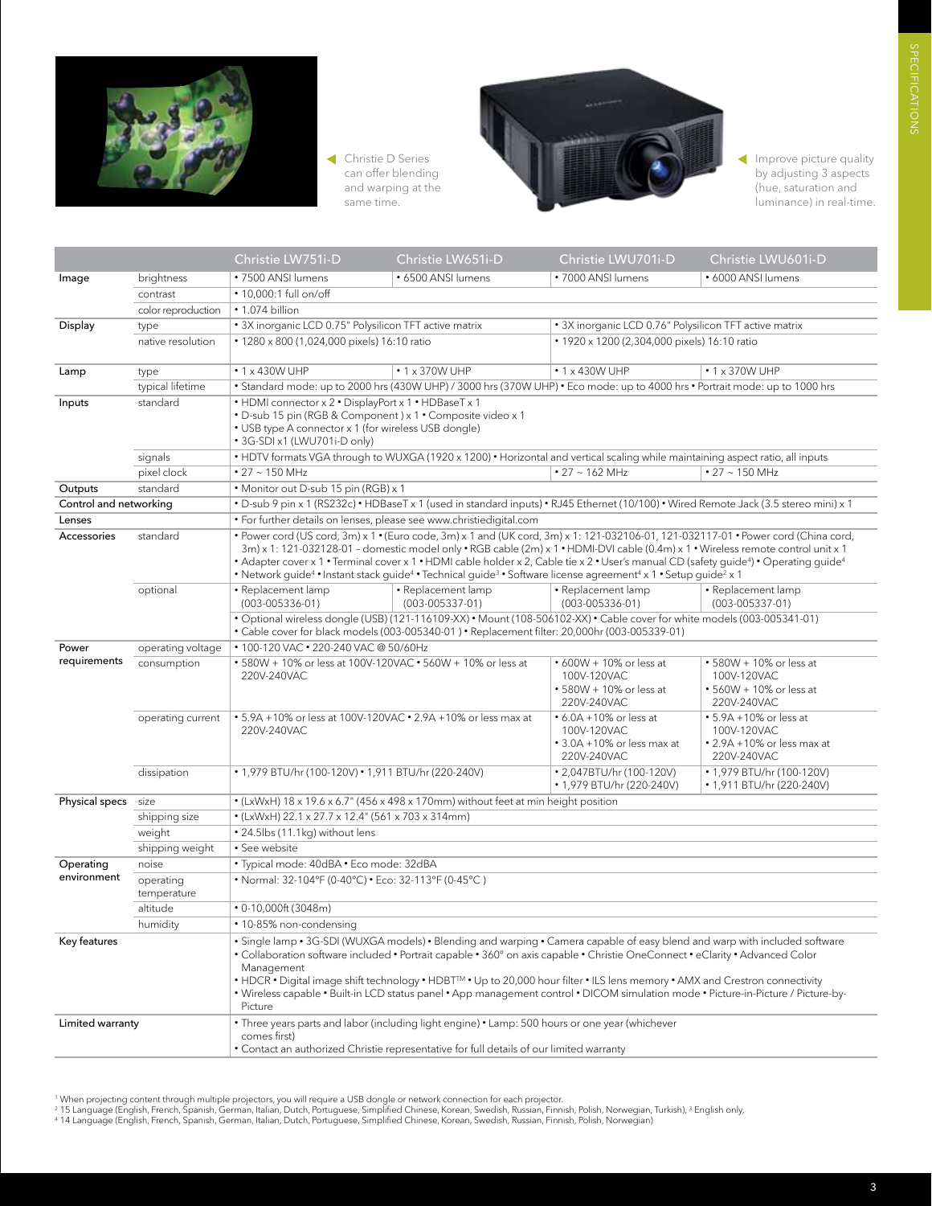Christie D Series can offer blending and warping at the same time.

Improve picture quality by adjusting 3 aspects (hue, saturation and luminance) in real-time.

| | | Christie LW751i-D | Christie LW651i-D | Christie LWU701i-D | Christie LWU601i-D |
|---|---|---|---|---|---|
| Image | brightness | • 7500 ANSI lumens | • 6500 ANSI lumens | • 7000 ANSI lumens | • 6000 ANSI lumens |
| | contrast | • 10,000:1 full on/off | | | |
| | color reproduction | • 1.074 billion | | | |
| Display | type | • 3X inorganic LCD 0.75" Polysilicon TFT active matrix | | • 3X inorganic LCD 0.76" Polysilicon TFT active matrix | |
| | native resolution | • 1280 x 800 (1,024,000 pixels) 16:10 ratio | | • 1920 x 1200 (2,304,000 pixels) 16:10 ratio | |
| Lamp | type | • 1 x 430W UHP | • 1 x 370W UHP | • 1 x 430W UHP | • 1 x 370W UHP |
| | typical lifetime | • Standard mode: up to 2000 hrs (430W UHP) / 3000 hrs (370W UHP) • Eco mode: up to 4000 hrs • Portrait mode: up to 1000 hrs | | | |
| Inputs | standard | • HDMI connector x 2 • DisplayPort x 1 • HDBaseT x 1 • D-sub 15 pin (RGB & Component ) x 1 • Composite video x 1 • USB type A connector x 1 (for wireless USB dongle) • 3G-SDI x1 (LWU701i-D only) | | | |
| | signals | • HDTV formats VGA through to WUXGA (1920 x 1200) • Horizontal and vertical scaling while maintaining aspect ratio, all inputs | | | |
| | pixel clock | • 27 ~ 150 MHz | | • 27 ~ 162 MHz | • 27 ~ 150 MHz |
| Outputs | standard | • Monitor out D-sub 15 pin (RGB) x 1 | | | |
| Control and networking | | • D-sub 9 pin x 1 (RS232c) • HDBaseT x 1 (used in standard inputs) • RJ45 Ethernet (10/100) • Wired Remote Jack (3.5 stereo mini) x 1 | | | |
| Lenses | | • For further details on lenses, please see www.christiedigital.com | | | |
| Accessories | standard | • Power cord (US cord, 3m) x 1 • (Euro code, 3m) x 1 and (UK cord, 3m) x 1: 121-032106-01, 121-032117-01 • Power cord (China cord, 3m) x 1: 121-032128-01 – domestic model only • RGB cable (2m) x 1 • HDMI-DVI cable (0.4m) x 1 • Wireless remote control unit x 1 • Adapter cover x 1 • Terminal cover x 1 • HDMI cable holder x 2, Cable tie x 2 • User's manual CD (safety guide[4]) • Operating guide[4] • Network guide[4] • Instant stack guide[4] • Technical guide[3] • Software license agreement[4] x 1 • Setup guide[2] x 1 | | | |
| | optional | • Replacement lamp (003-005336-01) | • Replacement lamp (003-005337-01) | • Replacement lamp (003-005336-01) | • Replacement lamp (003-005337-01) |
| | | • Optional wireless dongle (USB) (121-116109-XX) • Mount (108-506102-XX) • Cable cover for white models (003-005341-01) • Cable cover for black models (003-005340-01 ) • Replacement filter: 20,000hr (003-005339-01) | | | |
| Power requirements | operating voltage | • 100-120 VAC • 220-240 VAC @ 50/60Hz | | | |
| | consumption | • 580W + 10% or less at 100V-120VAC • 560W + 10% or less at 220V-240VAC | | • 600W + 10% or less at 100V-120VAC • 580W + 10% or less at 220V-240VAC | • 580W + 10% or less at 100V-120VAC • 560W + 10% or less at 220V-240VAC |
| | operating current | • 5.9A +10% or less at 100V-120VAC • 2.9A +10% or less max at 220V-240VAC | | • 6.0A +10% or less at 100V-120VAC • 3.0A +10% or less max at 220V-240VAC | • 5.9A +10% or less at 100V-120VAC • 2.9A +10% or less max at 220V-240VAC |
| | dissipation | • 1,979 BTU/hr (100-120V) • 1,911 BTU/hr (220-240V) | | • 2,047BTU/hr (100-120V) • 1,979 BTU/hr (220-240V) | • 1,979 BTU/hr (100-120V) • 1,911 BTU/hr (220-240V) |
| Physical specs | size | • (LxWxH) 18 x 19.6 x 6.7" (456 x 498 x 170mm) without feet at min height position | | | |
| | shipping size | • (LxWxH) 22.1 x 27.7 x 12.4" (561 x 703 x 314mm) | | | |
| | weight | • 24.5lbs (11.1kg) without lens | | | |
| | shipping weight | • See website | | | |
| Operating environment | noise | • Typical mode: 40dBA • Eco mode: 32dBA | | | |
| | operating temperature | • Normal: 32-104°F (0-40°C) • Eco: 32-113°F (0-45°C ) | | | |
| | altitude | • 0-10,000ft (3048m) | | | |
| | humidity | • 10-85% non-condensing | | | |
| Key features | | • Single lamp • 3G-SDI (WUXGA models) • Blending and warping • Camera capable of easy blend and warp with included software • Collaboration software included • Portrait capable • 360° on axis capable • Christie OneConnect • eClarity • Advanced Color Management • HDCR • Digital image shift technology • HDBT™ • Up to 20,000 hour filter • ILS lens memory • AMX and Crestron connectivity • Wireless capable • Built-in LCD status panel • App management control • DICOM simulation mode • Picture-in-Picture / Picture-by-Picture | | | |
| Limited warranty | | • Three years parts and labor (including light engine) • Lamp: 500 hours or one year (whichever comes first) • Contact an authorized Christie representative for full details of our limited warranty | | | |

[1] When projecting content through multiple projectors, you will require a USB dongle or network connection for each projector.
[2] 15 Language (English, French, Spanish, German, Italian, Dutch, Portuguese, Simplified Chinese, Korean, Swedish, Russian, Finnish, Polish, Norwegian, Turkish), [3] English only,
[4] 14 Language (English, French, Spanish, German, Italian, Dutch, Portuguese, Simplified Chinese, Korean, Swedish, Russian, Finnish, Polish, Norwegian)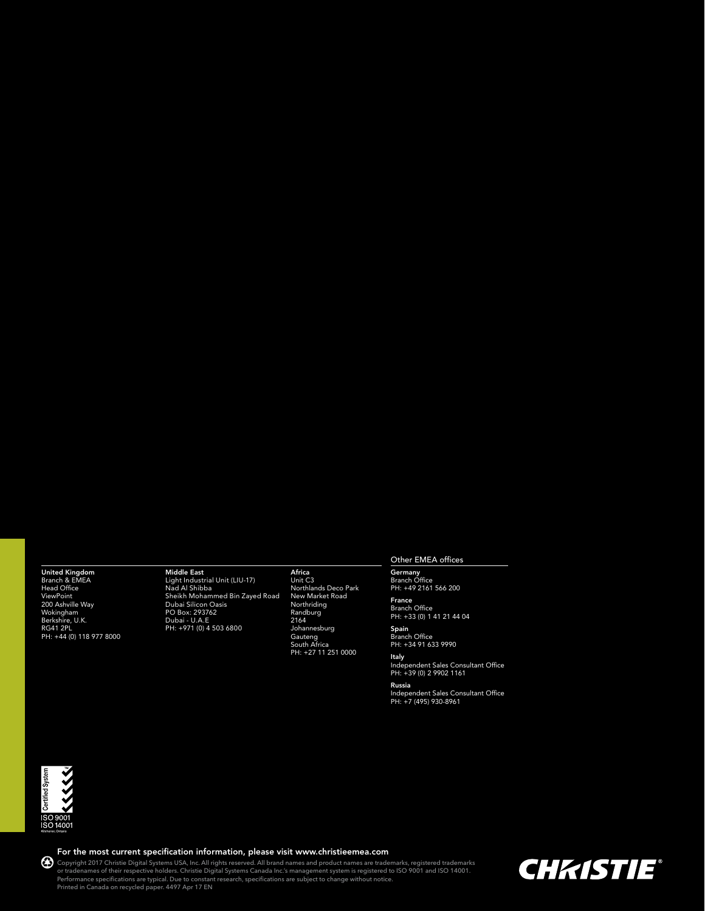**United Kingdom**
Branch & EMEA
Head Office
ViewPoint
200 Ashville Way
Wokingham
Berkshire, U.K.
RG41 2PL
PH: +44 (0) 118 977 8000

**Middle East**
Light Industrial Unit (LIU-17)
Nad Al Shibba
Sheikh Mohammed Bin Zayed Road
Dubai Silicon Oasis
PO Box: 293762
Dubai - U.A.E
PH: +971 (0) 4 503 6800

**Africa**
Unit C3
Northlands Deco Park
New Market Road
Northriding
Randburg
2164
Johannesburg
Gauteng
South Africa
PH: +27 11 251 0000

## Other EMEA offices

**Germany**
Branch Office
PH: +49 2161 566 200

**France**
Branch Office
PH: +33 (0) 1 41 21 44 04

**Spain**
Branch Office
PH: +34 91 633 9990

**Italy**
Independent Sales Consultant Office
PH: +39 (0) 2 9902 1161

**Russia**
Independent Sales Consultant Office
PH: +7 (495) 930-8961

Certified System
ISO 9001
ISO 14001
Kitchener, Ontario

**For the most current specification information, please visit www.christieemea.com**

Copyright 2017 Christie Digital Systems USA, Inc. All rights reserved. All brand names and product names are trademarks, registered trademarks or tradenames of their respective holders. Christie Digital Systems Canada Inc.'s management system is registered to ISO 9001 and ISO 14001. Performance specifications are typical. Due to constant research, specifications are subject to change without notice. Printed in Canada on recycled paper. 4497 Apr 17 EN

CHRISTIE®